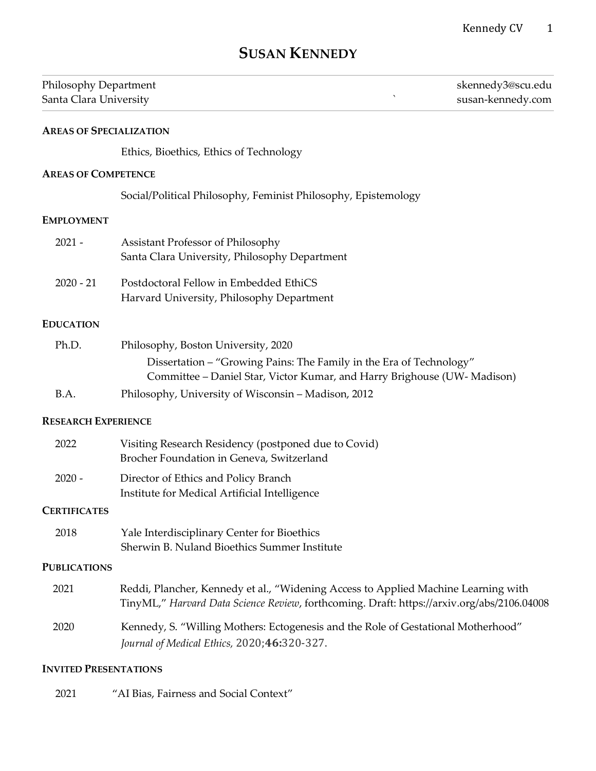# SUSAN KENNEDY

Philosophy Department
Santa Clara University

skennedy3@scu.edu
susan-kennedy.com

## AREAS OF SPECIALIZATION

Ethics, Bioethics, Ethics of Technology

## AREAS OF COMPETENCE

Social/Political Philosophy, Feminist Philosophy, Epistemology

## EMPLOYMENT

2021 - Assistant Professor of Philosophy
Santa Clara University, Philosophy Department

2020 - 21 Postdoctoral Fellow in Embedded EthiCS
Harvard University, Philosophy Department

## EDUCATION

Ph.D. Philosophy, Boston University, 2020
Dissertation – "Growing Pains: The Family in the Era of Technology"
Committee – Daniel Star, Victor Kumar, and Harry Brighouse (UW- Madison)

B.A. Philosophy, University of Wisconsin – Madison, 2012

## RESEARCH EXPERIENCE

2022 Visiting Research Residency (postponed due to Covid)
Brocher Foundation in Geneva, Switzerland

2020 - Director of Ethics and Policy Branch
Institute for Medical Artificial Intelligence

## CERTIFICATES

2018 Yale Interdisciplinary Center for Bioethics
Sherwin B. Nuland Bioethics Summer Institute

## PUBLICATIONS

2021 Reddi, Plancher, Kennedy et al., "Widening Access to Applied Machine Learning with TinyML," *Harvard Data Science Review*, forthcoming. Draft: https://arxiv.org/abs/2106.04008

2020 Kennedy, S. "Willing Mothers: Ectogenesis and the Role of Gestational Motherhood" *Journal of Medical Ethics,* 2020;**46:**320-327.

## INVITED PRESENTATIONS

2021 "AI Bias, Fairness and Social Context"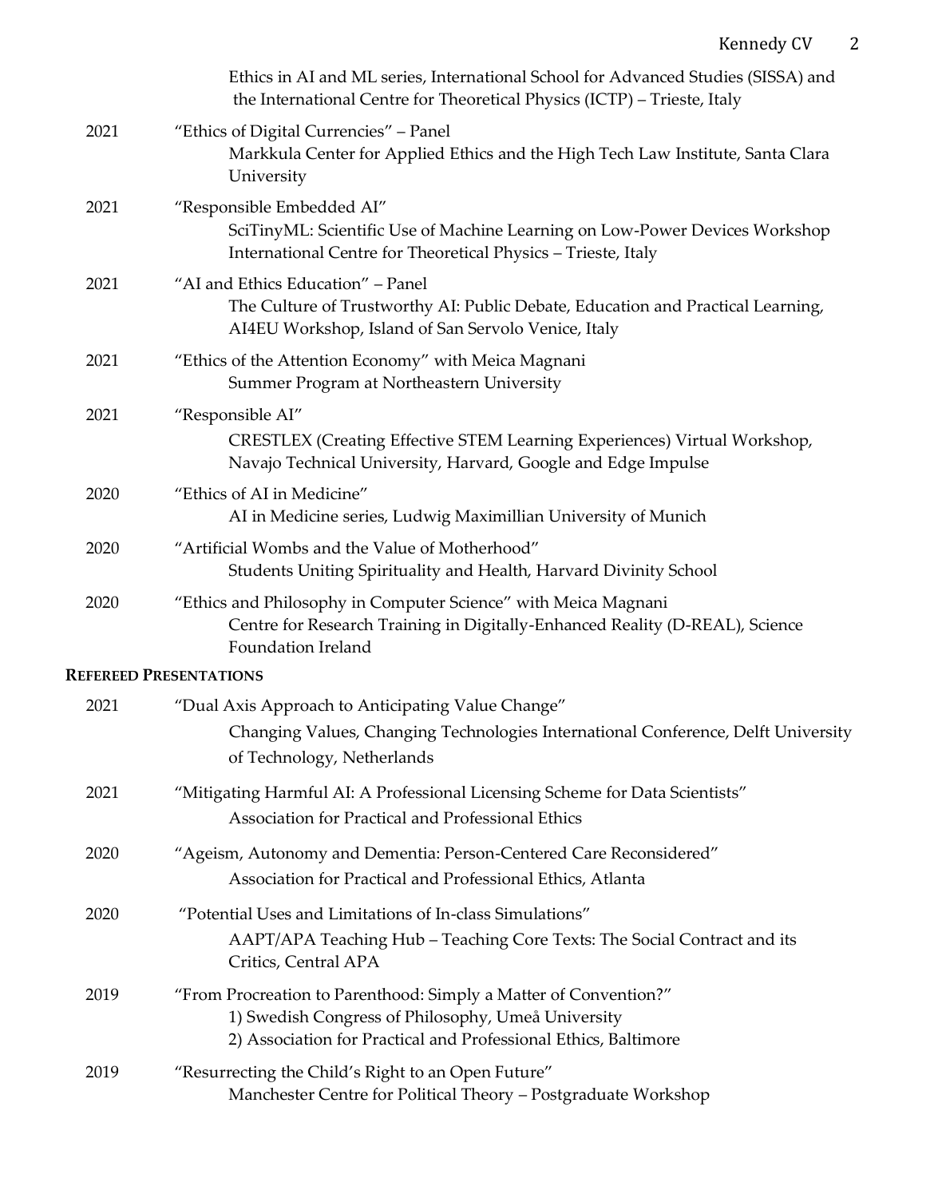Ethics in AI and ML series, International School for Advanced Studies (SISSA) and the International Centre for Theoretical Physics (ICTP) – Trieste, Italy

2021 "Ethics of Digital Currencies" – Panel
Markkula Center for Applied Ethics and the High Tech Law Institute, Santa Clara University

2021 "Responsible Embedded AI"
SciTinyML: Scientific Use of Machine Learning on Low-Power Devices Workshop International Centre for Theoretical Physics – Trieste, Italy

2021 "AI and Ethics Education" – Panel
The Culture of Trustworthy AI: Public Debate, Education and Practical Learning, AI4EU Workshop, Island of San Servolo Venice, Italy

2021 "Ethics of the Attention Economy" with Meica Magnani
Summer Program at Northeastern University

2021 "Responsible AI"
CRESTLEX (Creating Effective STEM Learning Experiences) Virtual Workshop, Navajo Technical University, Harvard, Google and Edge Impulse

2020 "Ethics of AI in Medicine"
AI in Medicine series, Ludwig Maximillian University of Munich

2020 "Artificial Wombs and the Value of Motherhood"
Students Uniting Spirituality and Health, Harvard Divinity School

2020 "Ethics and Philosophy in Computer Science" with Meica Magnani
Centre for Research Training in Digitally-Enhanced Reality (D-REAL), Science Foundation Ireland

**REFEREED PRESENTATIONS**

2021 "Dual Axis Approach to Anticipating Value Change"
Changing Values, Changing Technologies International Conference, Delft University of Technology, Netherlands

2021 "Mitigating Harmful AI: A Professional Licensing Scheme for Data Scientists"
Association for Practical and Professional Ethics

2020 "Ageism, Autonomy and Dementia: Person-Centered Care Reconsidered"
Association for Practical and Professional Ethics, Atlanta

2020 "Potential Uses and Limitations of In-class Simulations"
AAPT/APA Teaching Hub – Teaching Core Texts: The Social Contract and its Critics, Central APA

2019 "From Procreation to Parenthood: Simply a Matter of Convention?"
1) Swedish Congress of Philosophy, Umeå University
2) Association for Practical and Professional Ethics, Baltimore

2019 "Resurrecting the Child's Right to an Open Future"
Manchester Centre for Political Theory – Postgraduate Workshop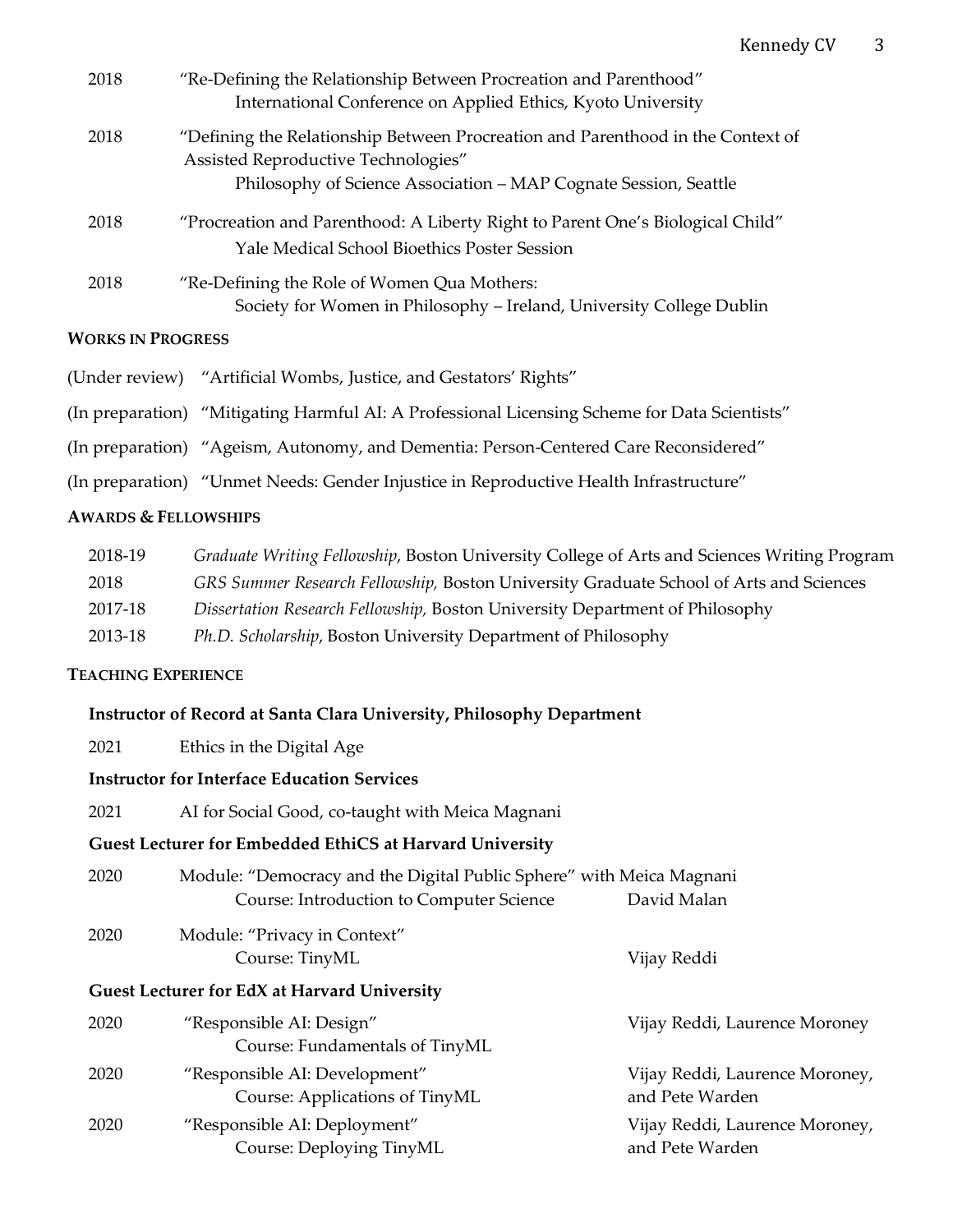2018 "Re-Defining the Relationship Between Procreation and Parenthood"
International Conference on Applied Ethics, Kyoto University

2018 "Defining the Relationship Between Procreation and Parenthood in the Context of Assisted Reproductive Technologies"
Philosophy of Science Association – MAP Cognate Session, Seattle

2018 "Procreation and Parenthood: A Liberty Right to Parent One's Biological Child"
Yale Medical School Bioethics Poster Session

2018 "Re-Defining the Role of Women Qua Mothers:
Society for Women in Philosophy – Ireland, University College Dublin

### WORKS IN PROGRESS

(Under review) "Artificial Wombs, Justice, and Gestators' Rights"

(In preparation) "Mitigating Harmful AI: A Professional Licensing Scheme for Data Scientists"

(In preparation) "Ageism, Autonomy, and Dementia: Person-Centered Care Reconsidered"

(In preparation) "Unmet Needs: Gender Injustice in Reproductive Health Infrastructure"

### AWARDS & FELLOWSHIPS

2018-19 *Graduate Writing Fellowship*, Boston University College of Arts and Sciences Writing Program
2018 *GRS Summer Research Fellowship,* Boston University Graduate School of Arts and Sciences
2017-18 *Dissertation Research Fellowship,* Boston University Department of Philosophy
2013-18 *Ph.D. Scholarship*, Boston University Department of Philosophy

### TEACHING EXPERIENCE

**Instructor of Record at Santa Clara University, Philosophy Department**

2021 Ethics in the Digital Age

**Instructor for Interface Education Services**

2021 AI for Social Good, co-taught with Meica Magnani

**Guest Lecturer for Embedded EthiCS at Harvard University**

2020 Module: "Democracy and the Digital Public Sphere" with Meica Magnani
Course: Introduction to Computer Science — David Malan

2020 Module: "Privacy in Context"
Course: TinyML — Vijay Reddi

**Guest Lecturer for EdX at Harvard University**

2020 "Responsible AI: Design"
Course: Fundamentals of TinyML — Vijay Reddi, Laurence Moroney

2020 "Responsible AI: Development"
Course: Applications of TinyML — Vijay Reddi, Laurence Moroney, and Pete Warden

2020 "Responsible AI: Deployment"
Course: Deploying TinyML — Vijay Reddi, Laurence Moroney, and Pete Warden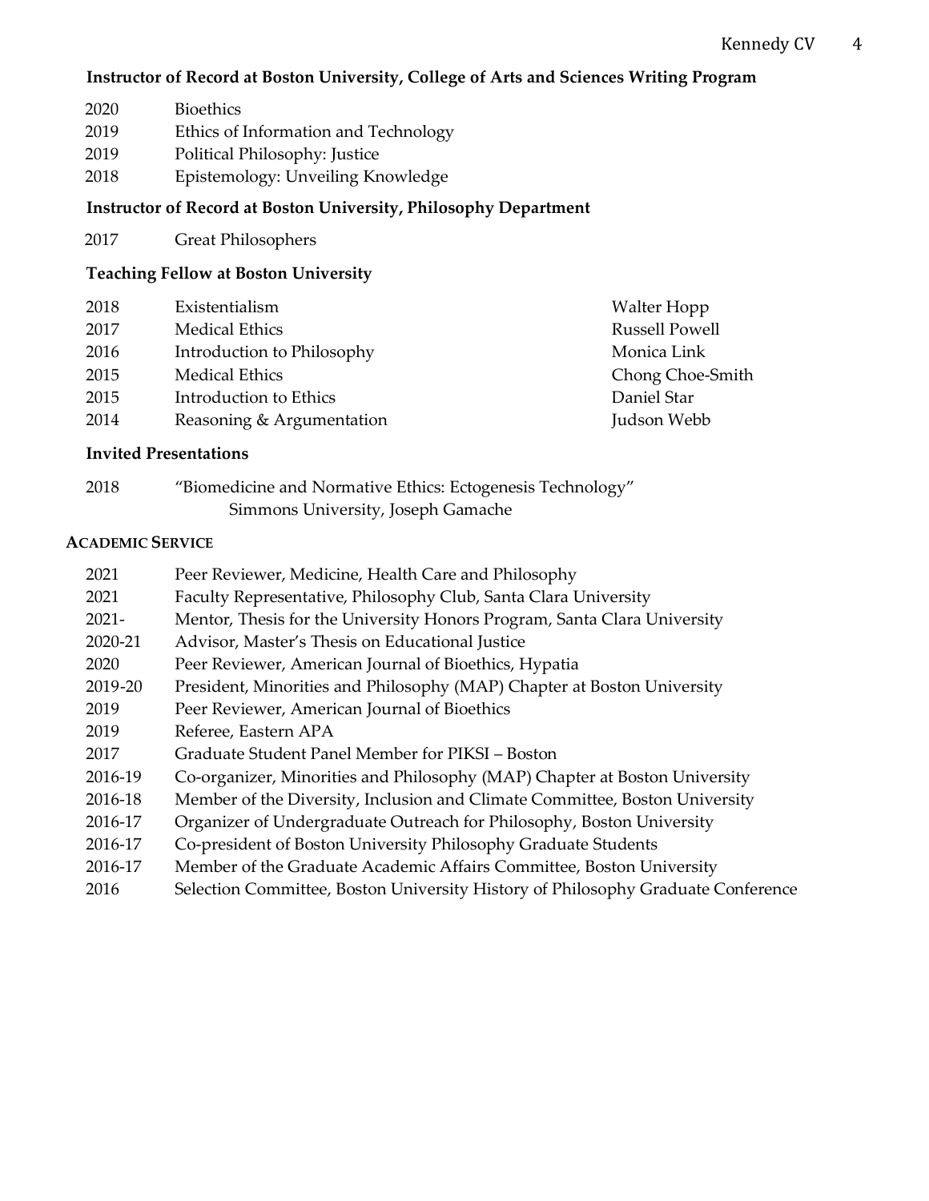### Instructor of Record at Boston University, College of Arts and Sciences Writing Program

| | |
|---|---|
| 2020 | Bioethics |
| 2019 | Ethics of Information and Technology |
| 2019 | Political Philosophy: Justice |
| 2018 | Epistemology: Unveiling Knowledge |

### Instructor of Record at Boston University, Philosophy Department

| | |
|---|---|
| 2017 | Great Philosophers |

### Teaching Fellow at Boston University

| | | |
|---|---|---|
| 2018 | Existentialism | Walter Hopp |
| 2017 | Medical Ethics | Russell Powell |
| 2016 | Introduction to Philosophy | Monica Link |
| 2015 | Medical Ethics | Chong Choe-Smith |
| 2015 | Introduction to Ethics | Daniel Star |
| 2014 | Reasoning & Argumentation | Judson Webb |

### Invited Presentations

| | |
|---|---|
| 2018 | "Biomedicine and Normative Ethics: Ectogenesis Technology" Simmons University, Joseph Gamache |

## ACADEMIC SERVICE

| | |
|---|---|
| 2021 | Peer Reviewer, Medicine, Health Care and Philosophy |
| 2021 | Faculty Representative, Philosophy Club, Santa Clara University |
| 2021- | Mentor, Thesis for the University Honors Program, Santa Clara University |
| 2020-21 | Advisor, Master's Thesis on Educational Justice |
| 2020 | Peer Reviewer, American Journal of Bioethics, Hypatia |
| 2019-20 | President, Minorities and Philosophy (MAP) Chapter at Boston University |
| 2019 | Peer Reviewer, American Journal of Bioethics |
| 2019 | Referee, Eastern APA |
| 2017 | Graduate Student Panel Member for PIKSI – Boston |
| 2016-19 | Co-organizer, Minorities and Philosophy (MAP) Chapter at Boston University |
| 2016-18 | Member of the Diversity, Inclusion and Climate Committee, Boston University |
| 2016-17 | Organizer of Undergraduate Outreach for Philosophy, Boston University |
| 2016-17 | Co-president of Boston University Philosophy Graduate Students |
| 2016-17 | Member of the Graduate Academic Affairs Committee, Boston University |
| 2016 | Selection Committee, Boston University History of Philosophy Graduate Conference |